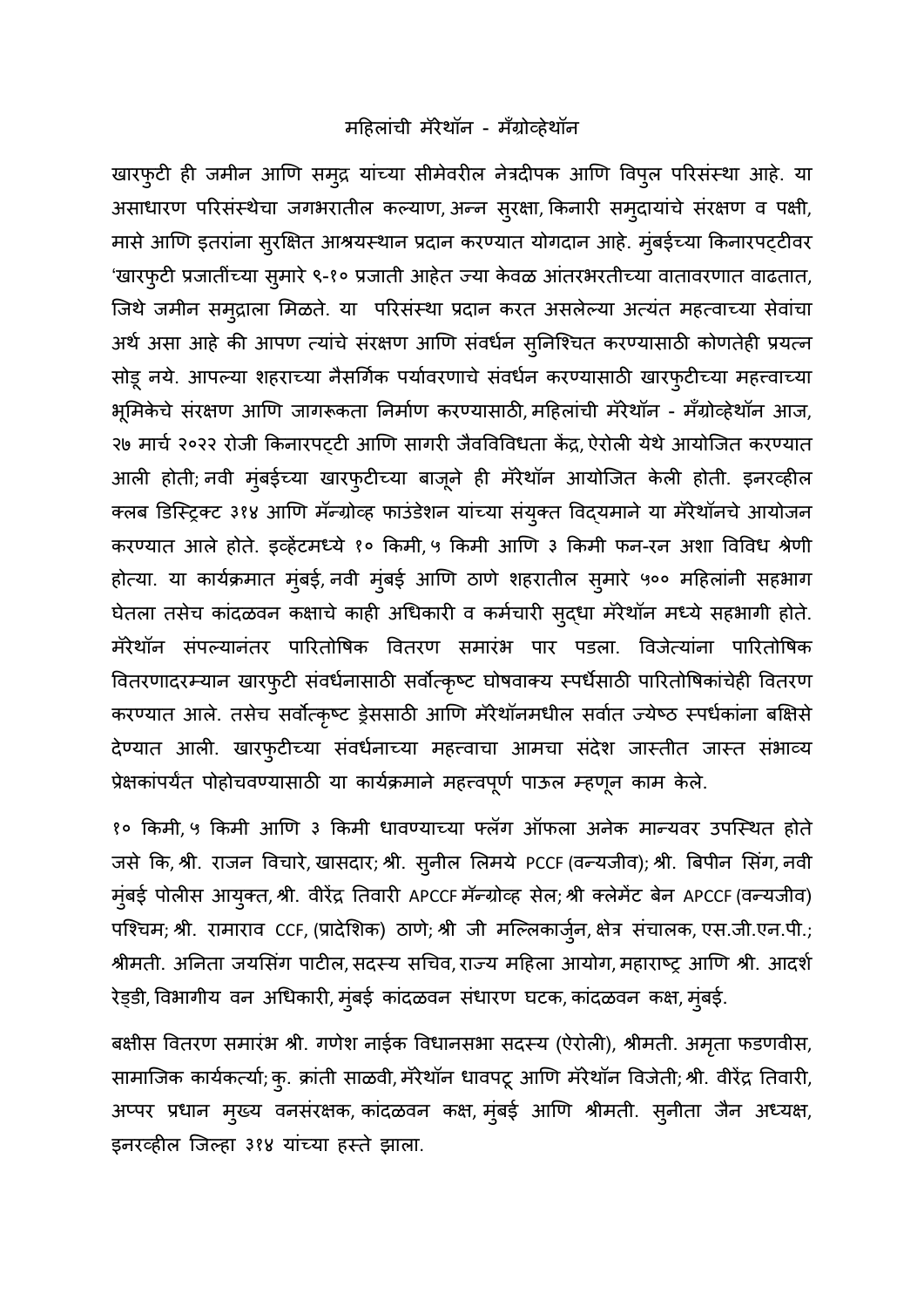# महिलांची मॅरेथॉन - मँग्रोव्हेथॉन

खारफुटी ही जमीन आणि समुद्र यांच्या सीमेवरील नेत्रदीपक आणि विपुल परिसंस्था आहे. या असाधारण परिसंस्थेचा जगभरातील कल्याण, अन्न सुरक्षा, किनारी समुदायांचे संरक्षण व पक्षी, मासे आणि इतरांना सुरक्षित आश्रयस्थान प्रदान करण्यात योगदान आहे. मुंबईच्या किनारपट्टीवर 'खारफुटी प्रजातींच्या सुमारे ९-१० प्रजाती आहेत ज्या केवळ आंतरभरतीच्या वातावरणात वाढतात, जिथे जमीन समुद्राला मिळते. या परिसंस्था प्रदान करत असलेल्या अत्यंत महत्वाच्या सेवांचा अर्थ असा आहे की आपण त्यांचे संरक्षण आणि संवर्धन सुनिश्चित करण्यासाठी कोणतेही प्रयत्न सोडू नये. आपल्या शहराच्या नैसर्गिक पर्यावरणाचे संवर्धन करण्यासाठी खारफुटीच्या महत्त्वाच्या भूमिकेचे संरक्षण आणि जागरूकता निर्माण करण्यासाठी, महिलांची मॅरेथॉन - मँग्रोव्हेथॉन आज, २७ मार्च २०२२ रोजी किनारपट्टी आणि सागरी जैवविविधता केंद्र, ऐरोली येथे आयोजित करण्यात आली होती; नवी मुंबईच्या खारफुटीच्या बाजूने ही मॅरेथॉन आयोजित केली होती. इनरव्हील क्लब डिस्ट्रिक्ट ३१४ आणि मॅन्ग्रोव्ह फाउंडेशन यांच्या संयुक्त विद्यमाने या मॅरेथॉनचे आयोजन करण्यात आले होते. इव्हेंटमध्ये १० किमी, ५ किमी आणि ३ किमी फन-रन अशा विविध श्रेणी होत्या. या कार्यक्रमात मुंबई, नवी मुंबई आणि ठाणे शहरातील सुमारे ५०० महिलांनी सहभाग घेतला तसेच कांदळवन कक्षाचे काही अधिकारी व कर्मचारी सुद्धा मॅरेथॉन मध्ये सहभागी होते. मॅरेथॉन संपल्यानंतर पारितोषिक वितरण समारंभ पार पडला. विजेत्यांना पारितोषिक वितरणादरम्यान खारफुटी संवर्धनासाठी सर्वोत्कृष्ट घोषवाक्य स्पर्धेसाठी पारितोषिकांचेही वितरण करण्यात आले. तसेच सर्वोत्कृष्ट ड्रेससाठी आणि मॅरेथॉनमधील सर्वात ज्येष्ठ स्पर्धकांना बक्षिसे देण्यात आली. खारफुटीच्या संवर्धनाच्या महत्त्वाचा आमचा संदेश जास्तीत जास्त संभाव्य प्रेक्षकांपर्यंत पोहोचवण्यासाठी या कार्यक्रमाने महत्त्वपूर्ण पाऊल म्हणून काम केले.

१० किमी, ५ किमी आणि ३ किमी धावण्याच्या फ्लॅग ऑफला अनेक मान्यवर उपस्थित होते जसे कि, श्री. राजन विचारे, खासदार; श्री. सुनील लिमये PCCF (वन्यजीव); श्री. बिपीन सिंग, नवी मुंबई पोलीस आयुक्त, श्री. वीरेंद्र तिवारी APCCF मॅन्ग्रोव्ह सेल; श्री क्लेमेंट बेन APCCF (वन्यजीव) पश्चिम; श्री. रामाराव CCF, (प्रादेशिक) ठाणे; श्री जी मल्लिकार्जुन, क्षेत्र संचालक, एस.जी.एन.पी.; श्रीमती. अनिता जयसिंग पाटील, सदस्य सचिव, राज्य महिला आयोग, महाराष्ट्र आणि श्री. आदर्श रेड्डी, विभागीय वन अधिकारी, मुंबई कांदळवन संधारण घटक, कांदळवन कक्ष, मुंबई.

बक्षीस वितरण समारंभ श्री. गणेश नाईक विधानसभा सदस्य (ऐरोली), श्रीमती. अमृता फडणवीस, सामाजिक कार्यकर्त्या; कु. क्रांती साळवी, मॅरेथॉन धावपटू आणि मॅरेथॉन विजेती; श्री. वीरेंद्र तिवारी, अप्पर प्रधान मुख्य वनसंरक्षक, कांदळवन कक्ष, मुंबई आणि श्रीमती. सुनीता जैन अध्यक्ष, इनरव्हील जिल्हा ३१४ यांच्या हस्ते झाला.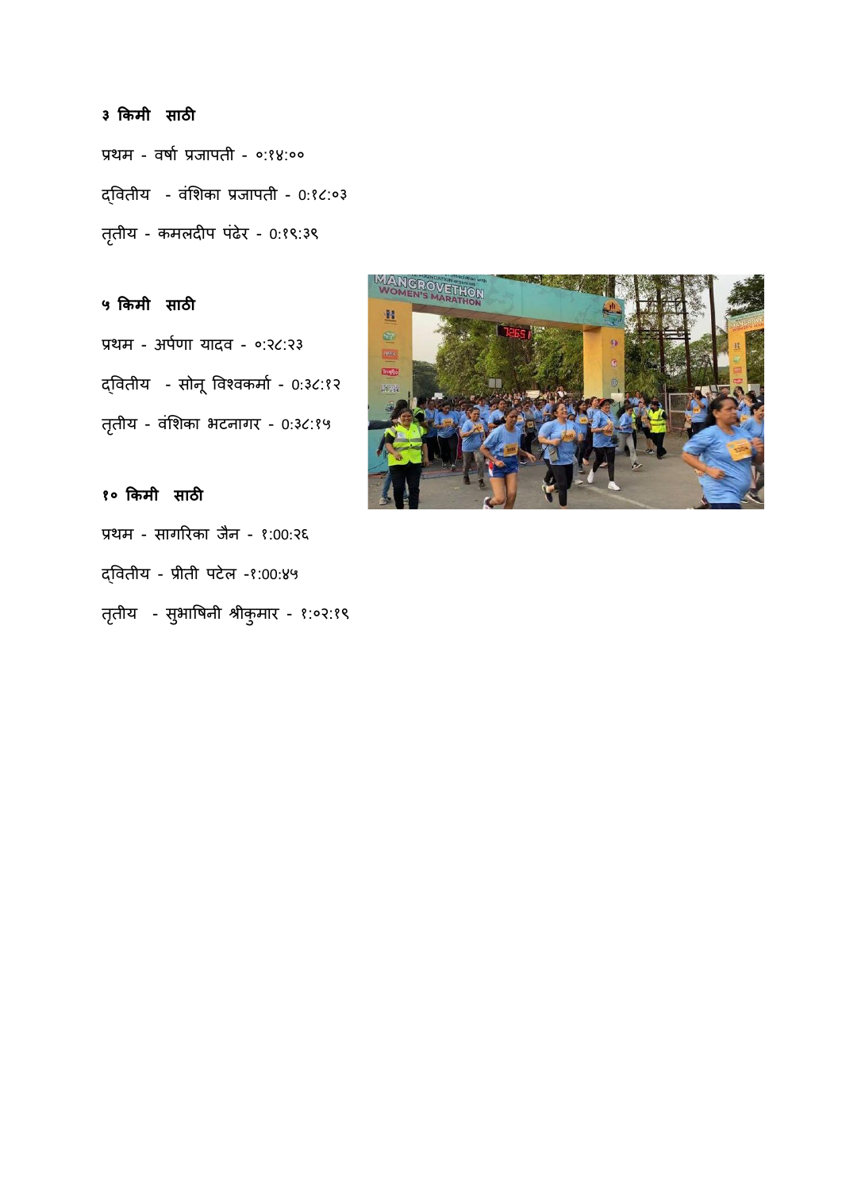**३ किमी साठी**

प्रथम - वर्षा प्रजापती - ०:१४:००

द्वितीय - वंशिका प्रजापती - 0:१८:०३

तृतीय - कमलदीप पंढेर - 0:१९:३९

**५ किमी साठी**

प्रथम - अर्पणा यादव - ०:२८:२३

द्वितीय - सोनू विश्वकर्मा - 0:३८:१२

तृतीय - वंशिका भटनागर - 0:३८:१५

**१० किमी साठी**

प्रथम - सागरिका जैन - १:00:२६

द्वितीय - प्रीती पटेल -१:00:४५

तृतीय - सुभाषिनी श्रीकुमार - १:०२:१९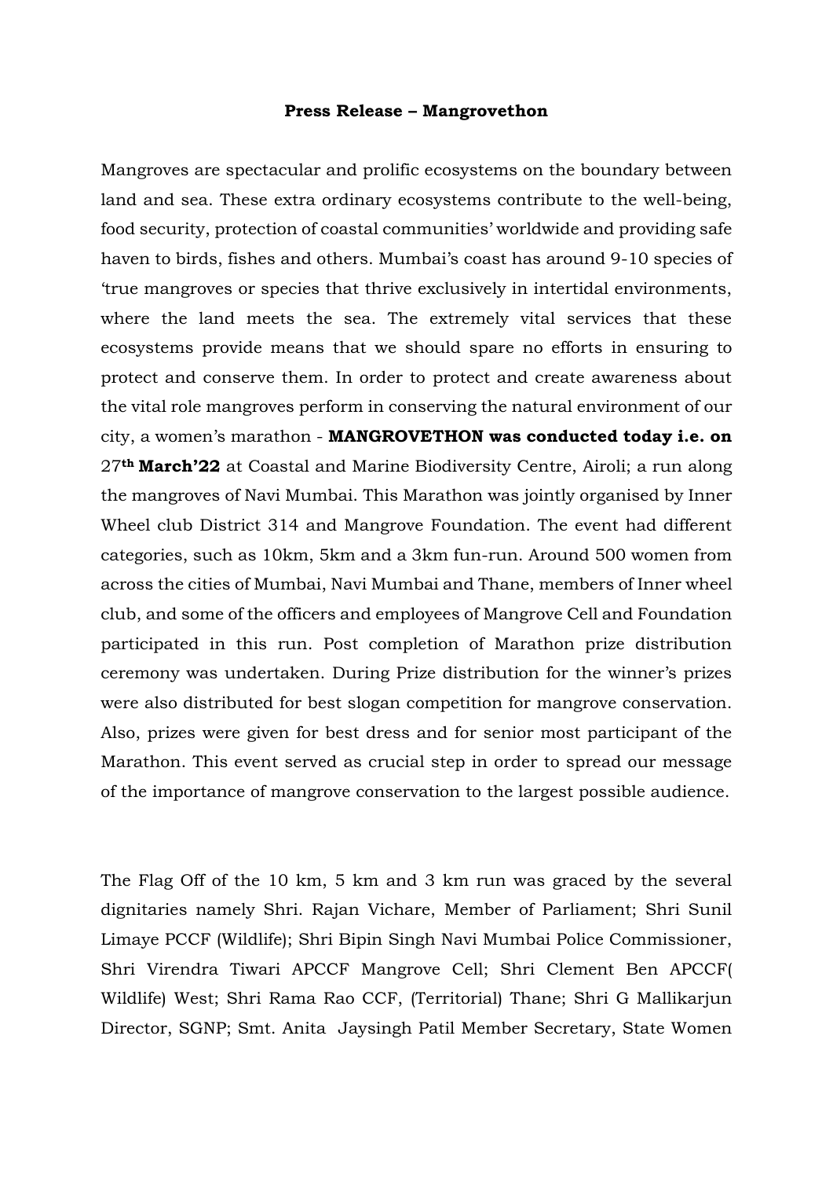**Press Release – Mangrovethon**

Mangroves are spectacular and prolific ecosystems on the boundary between land and sea. These extra ordinary ecosystems contribute to the well-being, food security, protection of coastal communities' worldwide and providing safe haven to birds, fishes and others. Mumbai's coast has around 9-10 species of 'true mangroves or species that thrive exclusively in intertidal environments, where the land meets the sea. The extremely vital services that these ecosystems provide means that we should spare no efforts in ensuring to protect and conserve them. In order to protect and create awareness about the vital role mangroves perform in conserving the natural environment of our city, a women's marathon - **MANGROVETHON was conducted today i.e. on** 27**th March'22** at Coastal and Marine Biodiversity Centre, Airoli; a run along the mangroves of Navi Mumbai. This Marathon was jointly organised by Inner Wheel club District 314 and Mangrove Foundation. The event had different categories, such as 10km, 5km and a 3km fun-run. Around 500 women from across the cities of Mumbai, Navi Mumbai and Thane, members of Inner wheel club, and some of the officers and employees of Mangrove Cell and Foundation participated in this run. Post completion of Marathon prize distribution ceremony was undertaken. During Prize distribution for the winner's prizes were also distributed for best slogan competition for mangrove conservation. Also, prizes were given for best dress and for senior most participant of the Marathon. This event served as crucial step in order to spread our message of the importance of mangrove conservation to the largest possible audience.

The Flag Off of the 10 km, 5 km and 3 km run was graced by the several dignitaries namely Shri. Rajan Vichare, Member of Parliament; Shri Sunil Limaye PCCF (Wildlife); Shri Bipin Singh Navi Mumbai Police Commissioner, Shri Virendra Tiwari APCCF Mangrove Cell; Shri Clement Ben APCCF( Wildlife) West; Shri Rama Rao CCF, (Territorial) Thane; Shri G Mallikarjun Director, SGNP; Smt. Anita Jaysingh Patil Member Secretary, State Women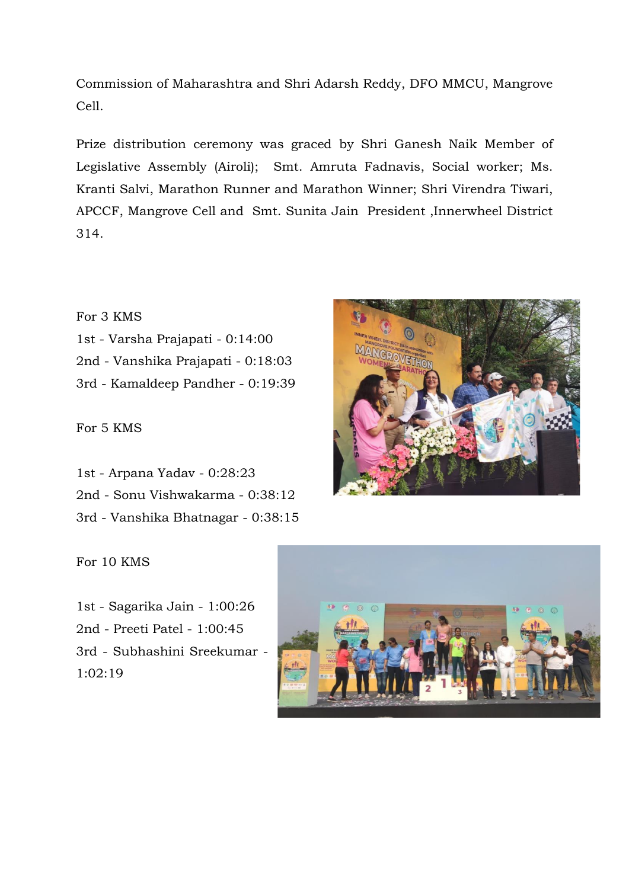Commission of Maharashtra and Shri Adarsh Reddy, DFO MMCU, Mangrove Cell.

Prize distribution ceremony was graced by Shri Ganesh Naik Member of Legislative Assembly (Airoli); Smt. Amruta Fadnavis, Social worker; Ms. Kranti Salvi, Marathon Runner and Marathon Winner; Shri Virendra Tiwari, APCCF, Mangrove Cell and Smt. Sunita Jain President ,Innerwheel District 314.

For 3 KMS

1st - Varsha Prajapati - 0:14:00
2nd - Vanshika Prajapati - 0:18:03
3rd - Kamaldeep Pandher - 0:19:39

For 5 KMS

1st - Arpana Yadav - 0:28:23
2nd - Sonu Vishwakarma - 0:38:12
3rd - Vanshika Bhatnagar - 0:38:15

For 10 KMS

1st - Sagarika Jain - 1:00:26
2nd - Preeti Patel - 1:00:45
3rd - Subhashini Sreekumar - 1:02:19